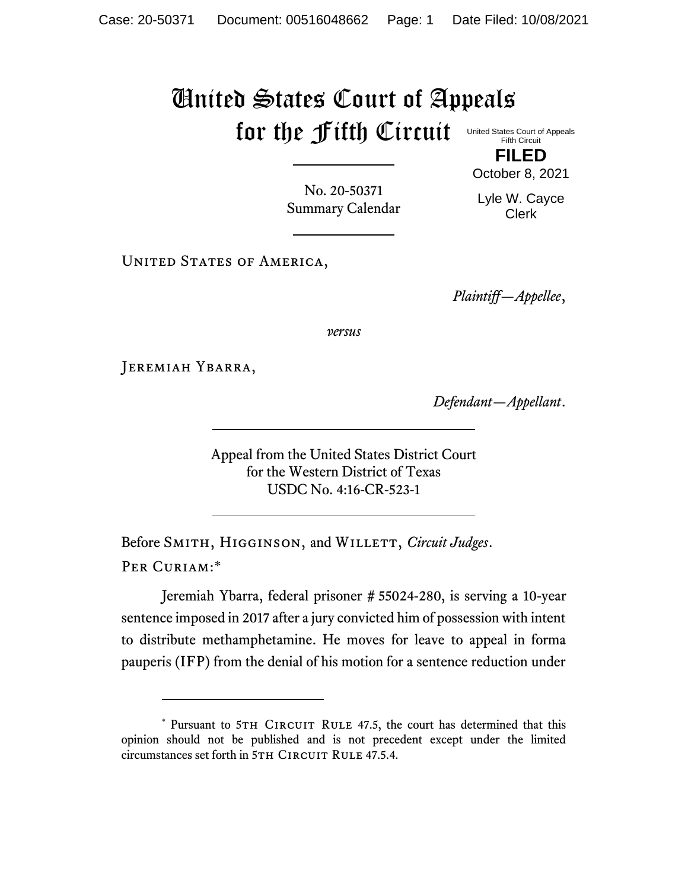# United States Court of Appeals for the Fifth Circuit

United States Court of Appeals
Fifth Circuit

**FILED**

October 8, 2021

Lyle W. Cayce
Clerk

---

No. 20-50371
Summary Calendar

---

United States of America,

*Plaintiff—Appellee*,

*versus*

Jeremiah Ybarra,

*Defendant—Appellant*.

---

Appeal from the United States District Court
for the Western District of Texas
USDC No. 4:16-CR-523-1

---

Before Smith, Higginson, and Willett, *Circuit Judges*.

Per Curiam:*

Jeremiah Ybarra, federal prisoner # 55024-280, is serving a 10-year sentence imposed in 2017 after a jury convicted him of possession with intent to distribute methamphetamine. He moves for leave to appeal in forma pauperis (IFP) from the denial of his motion for a sentence reduction under

---

* Pursuant to 5th Circuit Rule 47.5, the court has determined that this opinion should not be published and is not precedent except under the limited circumstances set forth in 5th Circuit Rule 47.5.4.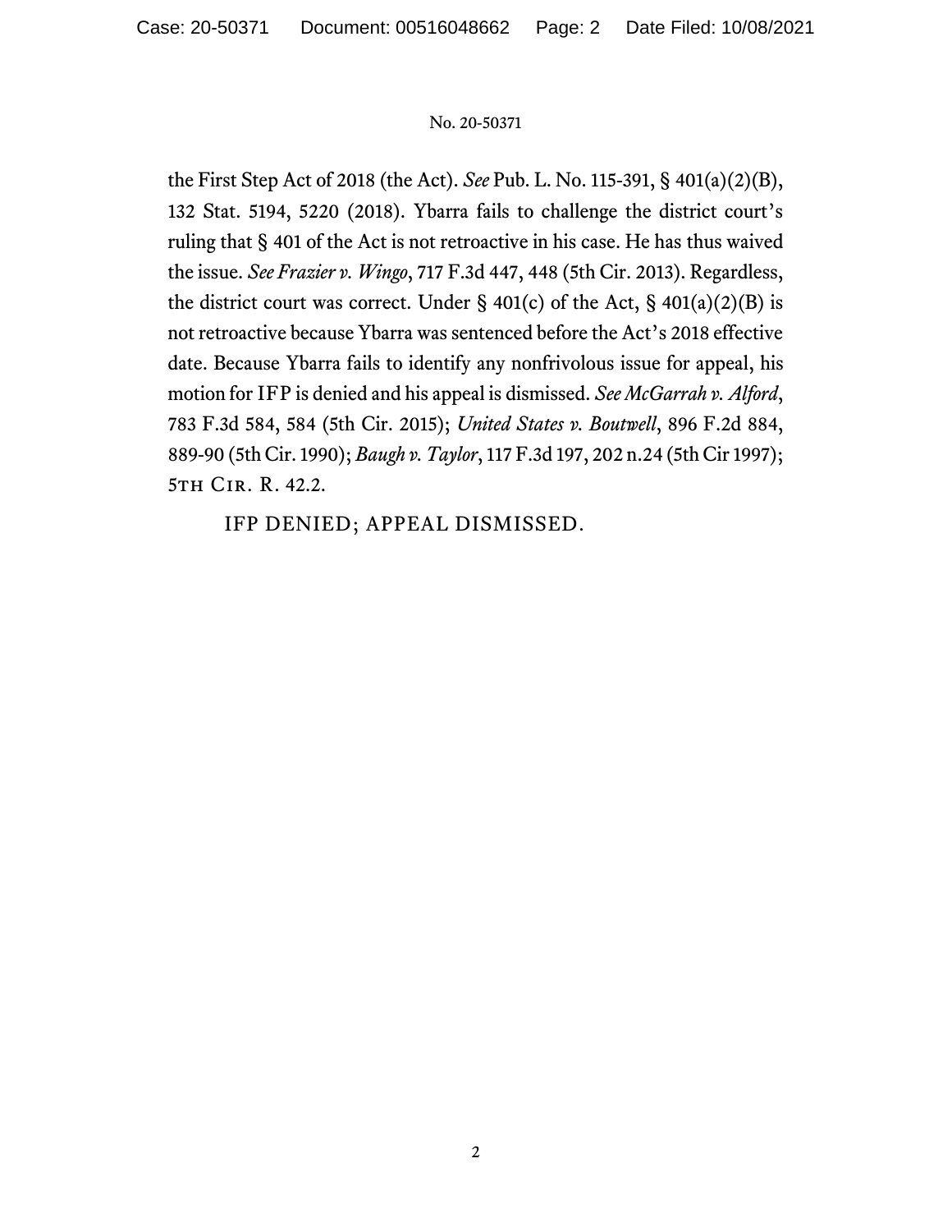the First Step Act of 2018 (the Act). *See* Pub. L. No. 115-391, § 401(a)(2)(B), 132 Stat. 5194, 5220 (2018). Ybarra fails to challenge the district court's ruling that § 401 of the Act is not retroactive in his case. He has thus waived the issue. *See Frazier v. Wingo*, 717 F.3d 447, 448 (5th Cir. 2013). Regardless, the district court was correct. Under § 401(c) of the Act, § 401(a)(2)(B) is not retroactive because Ybarra was sentenced before the Act's 2018 effective date. Because Ybarra fails to identify any nonfrivolous issue for appeal, his motion for IFP is denied and his appeal is dismissed. *See McGarrah v. Alford*, 783 F.3d 584, 584 (5th Cir. 2015); *United States v. Boutwell*, 896 F.2d 884, 889-90 (5th Cir. 1990); *Baugh v. Taylor*, 117 F.3d 197, 202 n.24 (5th Cir 1997); 5th Cir. R. 42.2.

IFP DENIED; APPEAL DISMISSED.